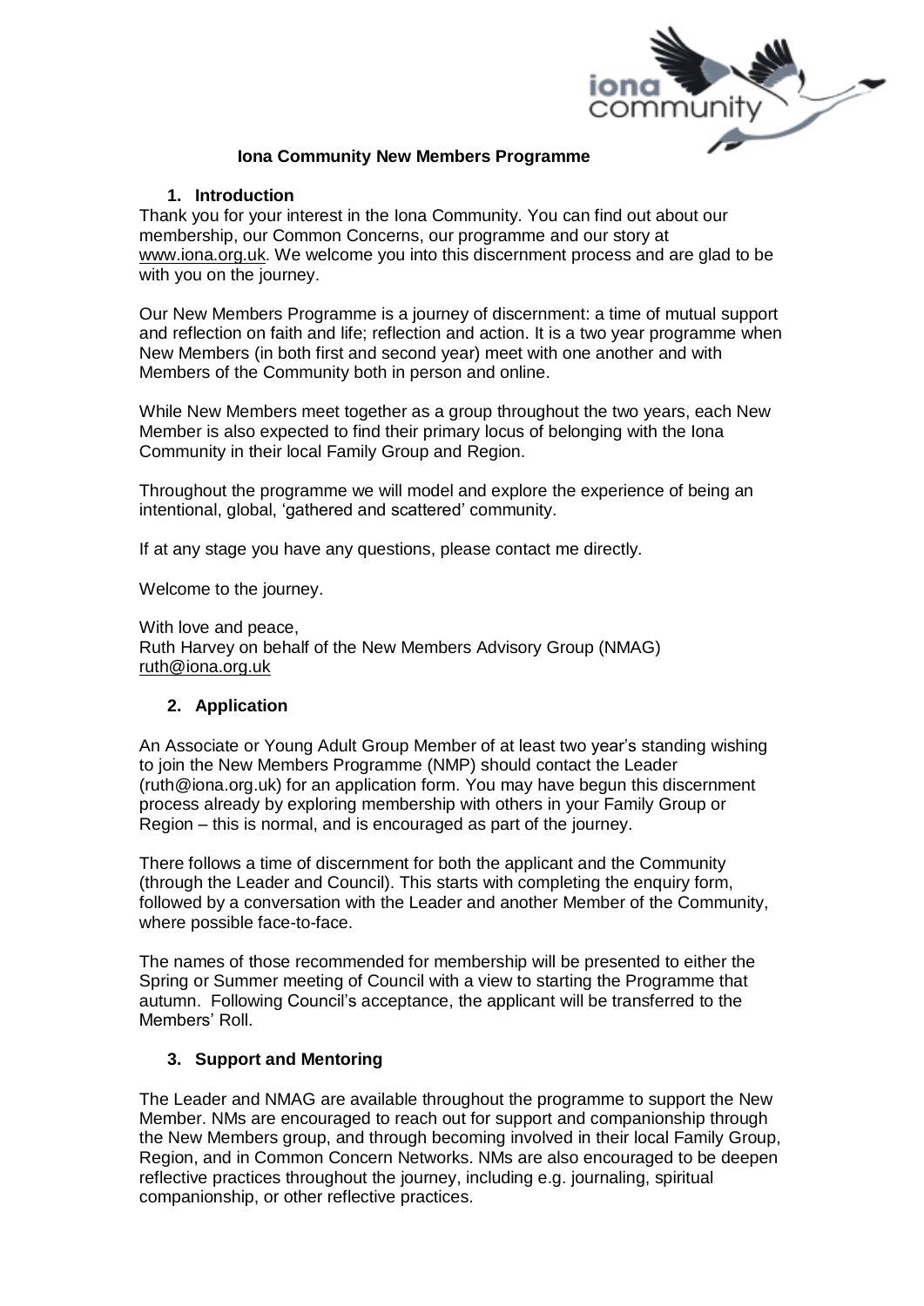# Iona Community New Members Programme

## 1. Introduction

Thank you for your interest in the Iona Community. You can find out about our membership, our Common Concerns, our programme and our story at www.iona.org.uk. We welcome you into this discernment process and are glad to be with you on the journey.

Our New Members Programme is a journey of discernment: a time of mutual support and reflection on faith and life; reflection and action. It is a two year programme when New Members (in both first and second year) meet with one another and with Members of the Community both in person and online.

While New Members meet together as a group throughout the two years, each New Member is also expected to find their primary locus of belonging with the Iona Community in their local Family Group and Region.

Throughout the programme we will model and explore the experience of being an intentional, global, 'gathered and scattered' community.

If at any stage you have any questions, please contact me directly.

Welcome to the journey.

With love and peace,
Ruth Harvey on behalf of the New Members Advisory Group (NMAG)
ruth@iona.org.uk

## 2. Application

An Associate or Young Adult Group Member of at least two year's standing wishing to join the New Members Programme (NMP) should contact the Leader (ruth@iona.org.uk) for an application form. You may have begun this discernment process already by exploring membership with others in your Family Group or Region – this is normal, and is encouraged as part of the journey.

There follows a time of discernment for both the applicant and the Community (through the Leader and Council). This starts with completing the enquiry form, followed by a conversation with the Leader and another Member of the Community, where possible face-to-face.

The names of those recommended for membership will be presented to either the Spring or Summer meeting of Council with a view to starting the Programme that autumn. Following Council's acceptance, the applicant will be transferred to the Members' Roll.

## 3. Support and Mentoring

The Leader and NMAG are available throughout the programme to support the New Member. NMs are encouraged to reach out for support and companionship through the New Members group, and through becoming involved in their local Family Group, Region, and in Common Concern Networks. NMs are also encouraged to be deepen reflective practices throughout the journey, including e.g. journaling, spiritual companionship, or other reflective practices.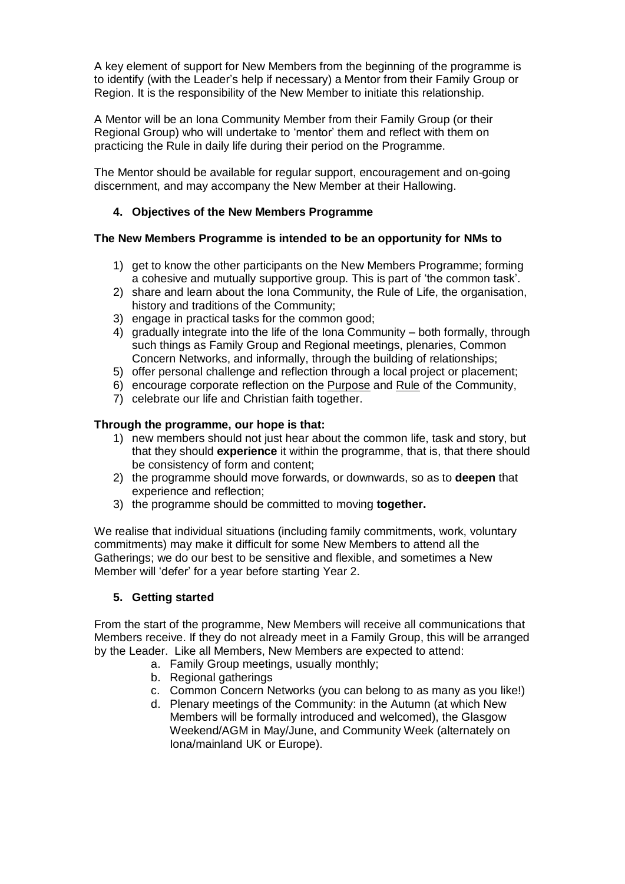A key element of support for New Members from the beginning of the programme is to identify (with the Leader's help if necessary) a Mentor from their Family Group or Region. It is the responsibility of the New Member to initiate this relationship.

A Mentor will be an Iona Community Member from their Family Group (or their Regional Group) who will undertake to 'mentor' them and reflect with them on practicing the Rule in daily life during their period on the Programme.

The Mentor should be available for regular support, encouragement and on-going discernment, and may accompany the New Member at their Hallowing.

## 4. Objectives of the New Members Programme

**The New Members Programme is intended to be an opportunity for NMs to**

1) get to know the other participants on the New Members Programme; forming a cohesive and mutually supportive group. This is part of 'the common task'.
2) share and learn about the Iona Community, the Rule of Life, the organisation, history and traditions of the Community;
3) engage in practical tasks for the common good;
4) gradually integrate into the life of the Iona Community – both formally, through such things as Family Group and Regional meetings, plenaries, Common Concern Networks, and informally, through the building of relationships;
5) offer personal challenge and reflection through a local project or placement;
6) encourage corporate reflection on the Purpose and Rule of the Community,
7) celebrate our life and Christian faith together.

**Through the programme, our hope is that:**

1) new members should not just hear about the common life, task and story, but that they should **experience** it within the programme, that is, that there should be consistency of form and content;
2) the programme should move forwards, or downwards, so as to **deepen** that experience and reflection;
3) the programme should be committed to moving **together.**

We realise that individual situations (including family commitments, work, voluntary commitments) may make it difficult for some New Members to attend all the Gatherings; we do our best to be sensitive and flexible, and sometimes a New Member will 'defer' for a year before starting Year 2.

## 5. Getting started

From the start of the programme, New Members will receive all communications that Members receive. If they do not already meet in a Family Group, this will be arranged by the Leader. Like all Members, New Members are expected to attend:

a. Family Group meetings, usually monthly;
b. Regional gatherings
c. Common Concern Networks (you can belong to as many as you like!)
d. Plenary meetings of the Community: in the Autumn (at which New Members will be formally introduced and welcomed), the Glasgow Weekend/AGM in May/June, and Community Week (alternately on Iona/mainland UK or Europe).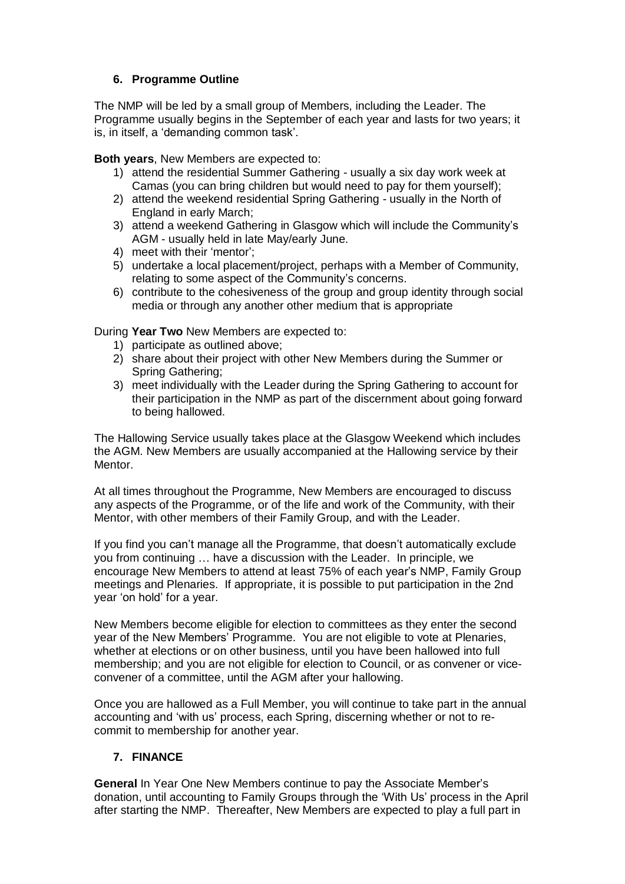## 6. Programme Outline

The NMP will be led by a small group of Members, including the Leader. The Programme usually begins in the September of each year and lasts for two years; it is, in itself, a 'demanding common task'.

**Both years**, New Members are expected to:

1) attend the residential Summer Gathering - usually a six day work week at Camas (you can bring children but would need to pay for them yourself);
2) attend the weekend residential Spring Gathering - usually in the North of England in early March;
3) attend a weekend Gathering in Glasgow which will include the Community's AGM - usually held in late May/early June.
4) meet with their 'mentor';
5) undertake a local placement/project, perhaps with a Member of Community, relating to some aspect of the Community's concerns.
6) contribute to the cohesiveness of the group and group identity through social media or through any another other medium that is appropriate

During **Year Two** New Members are expected to:

1) participate as outlined above;
2) share about their project with other New Members during the Summer or Spring Gathering;
3) meet individually with the Leader during the Spring Gathering to account for their participation in the NMP as part of the discernment about going forward to being hallowed.

The Hallowing Service usually takes place at the Glasgow Weekend which includes the AGM. New Members are usually accompanied at the Hallowing service by their Mentor.

At all times throughout the Programme, New Members are encouraged to discuss any aspects of the Programme, or of the life and work of the Community, with their Mentor, with other members of their Family Group, and with the Leader.

If you find you can't manage all the Programme, that doesn't automatically exclude you from continuing … have a discussion with the Leader. In principle, we encourage New Members to attend at least 75% of each year's NMP, Family Group meetings and Plenaries. If appropriate, it is possible to put participation in the 2nd year 'on hold' for a year.

New Members become eligible for election to committees as they enter the second year of the New Members' Programme. You are not eligible to vote at Plenaries, whether at elections or on other business, until you have been hallowed into full membership; and you are not eligible for election to Council, or as convener or vice-convener of a committee, until the AGM after your hallowing.

Once you are hallowed as a Full Member, you will continue to take part in the annual accounting and 'with us' process, each Spring, discerning whether or not to re-commit to membership for another year.

## 7. FINANCE

**General** In Year One New Members continue to pay the Associate Member's donation, until accounting to Family Groups through the 'With Us' process in the April after starting the NMP. Thereafter, New Members are expected to play a full part in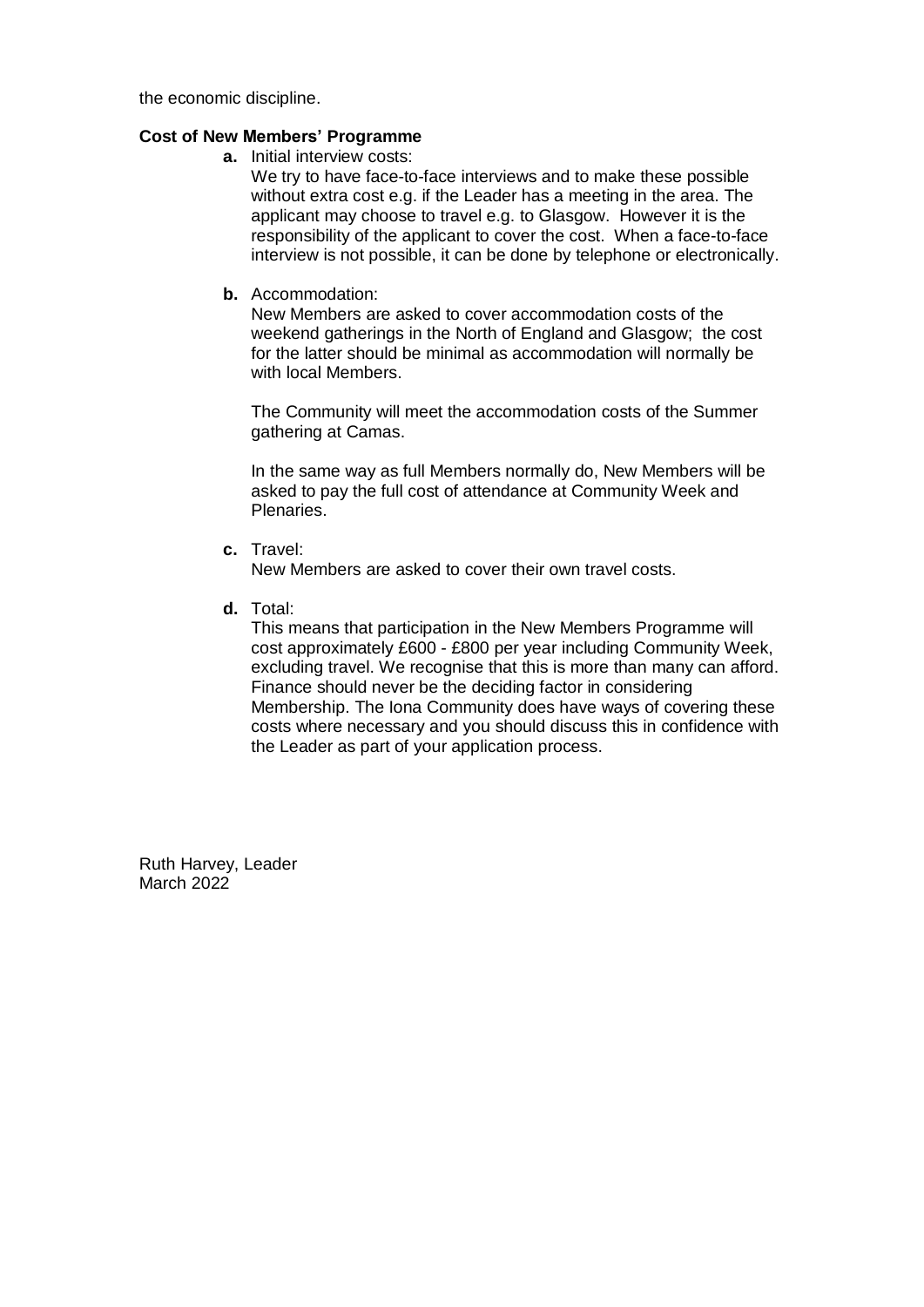the economic discipline.

**Cost of New Members' Programme**

**a.** Initial interview costs:
We try to have face-to-face interviews and to make these possible without extra cost e.g. if the Leader has a meeting in the area. The applicant may choose to travel e.g. to Glasgow. However it is the responsibility of the applicant to cover the cost. When a face-to-face interview is not possible, it can be done by telephone or electronically.

**b.** Accommodation:
New Members are asked to cover accommodation costs of the weekend gatherings in the North of England and Glasgow; the cost for the latter should be minimal as accommodation will normally be with local Members.

The Community will meet the accommodation costs of the Summer gathering at Camas.

In the same way as full Members normally do, New Members will be asked to pay the full cost of attendance at Community Week and Plenaries.

**c.** Travel:
New Members are asked to cover their own travel costs.

**d.** Total:
This means that participation in the New Members Programme will cost approximately £600 - £800 per year including Community Week, excluding travel. We recognise that this is more than many can afford. Finance should never be the deciding factor in considering Membership. The Iona Community does have ways of covering these costs where necessary and you should discuss this in confidence with the Leader as part of your application process.

Ruth Harvey, Leader
March 2022